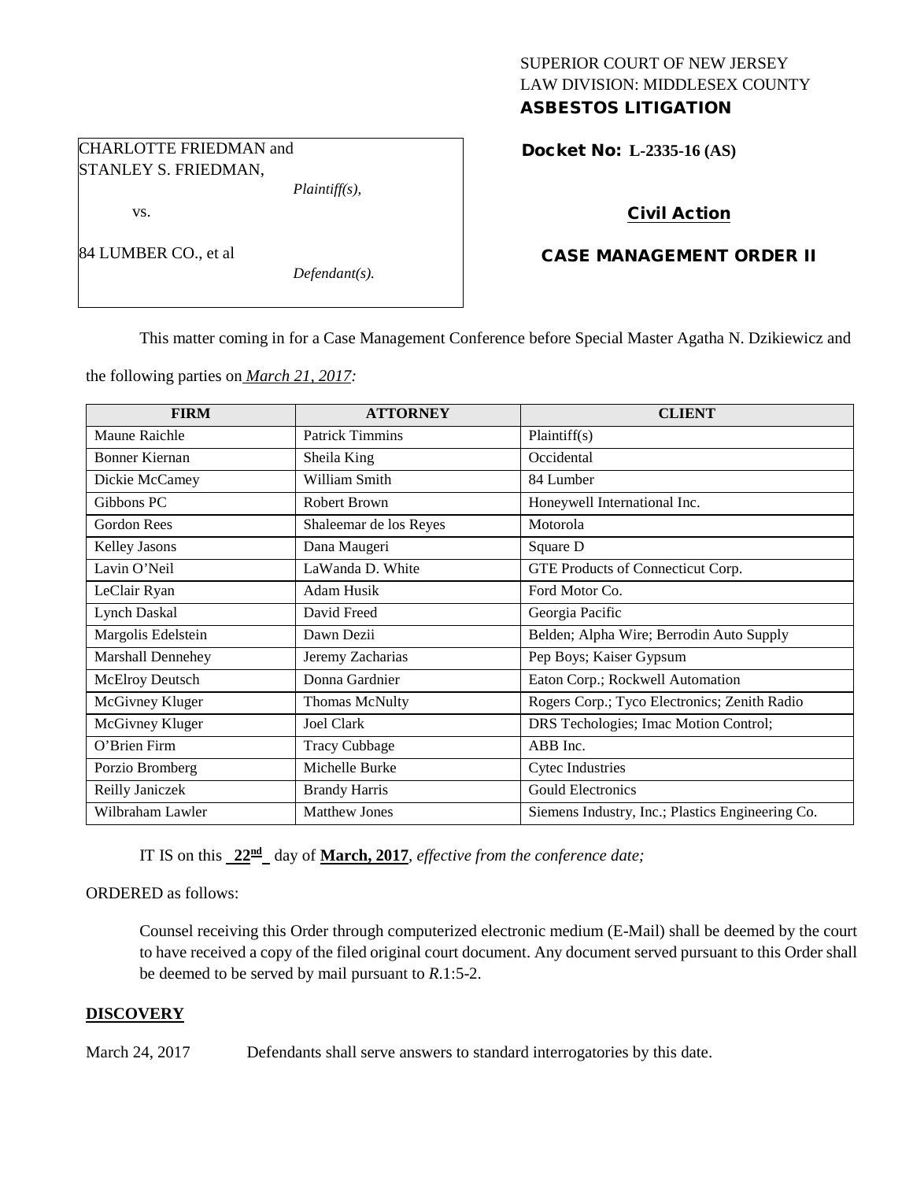SUPERIOR COURT OF NEW JERSEY
LAW DIVISION: MIDDLESEX COUNTY
**ASBESTOS LITIGATION**

CHARLOTTE FRIEDMAN and STANLEY S. FRIEDMAN,
*Plaintiff(s),*

vs.

84 LUMBER CO., et al
*Defendant(s).*

**Docket No: L-2335-16 (AS)**

**Civil Action**

**CASE MANAGEMENT ORDER II**

This matter coming in for a Case Management Conference before Special Master Agatha N. Dzikiewicz and the following parties on *March 21, 2017:*

| FIRM | ATTORNEY | CLIENT |
| --- | --- | --- |
| Maune Raichle | Patrick Timmins | Plaintiff(s) |
| Bonner Kiernan | Sheila King | Occidental |
| Dickie McCamey | William Smith | 84 Lumber |
| Gibbons PC | Robert Brown | Honeywell International Inc. |
| Gordon Rees | Shaleemar de los Reyes | Motorola |
| Kelley Jasons | Dana Maugeri | Square D |
| Lavin O'Neil | LaWanda D. White | GTE Products of Connecticut Corp. |
| LeClair Ryan | Adam Husik | Ford Motor Co. |
| Lynch Daskal | David Freed | Georgia Pacific |
| Margolis Edelstein | Dawn Dezii | Belden; Alpha Wire; Berrodin Auto Supply |
| Marshall Dennehey | Jeremy Zacharias | Pep Boys; Kaiser Gypsum |
| McElroy Deutsch | Donna Gardnier | Eaton Corp.; Rockwell Automation |
| McGivney Kluger | Thomas McNulty | Rogers Corp.; Tyco Electronics; Zenith Radio |
| McGivney Kluger | Joel Clark | DRS Techologies; Imac Motion Control; |
| O'Brien Firm | Tracy Cubbage | ABB Inc. |
| Porzio Bromberg | Michelle Burke | Cytec Industries |
| Reilly Janiczek | Brandy Harris | Gould Electronics |
| Wilbraham Lawler | Matthew Jones | Siemens Industry, Inc.; Plastics Engineering Co. |

IT IS on this **22nd** day of **March, 2017**, *effective from the conference date;*

ORDERED as follows:

Counsel receiving this Order through computerized electronic medium (E-Mail) shall be deemed by the court to have received a copy of the filed original court document. Any document served pursuant to this Order shall be deemed to be served by mail pursuant to *R*.1:5-2.

**DISCOVERY**

March 24, 2017 Defendants shall serve answers to standard interrogatories by this date.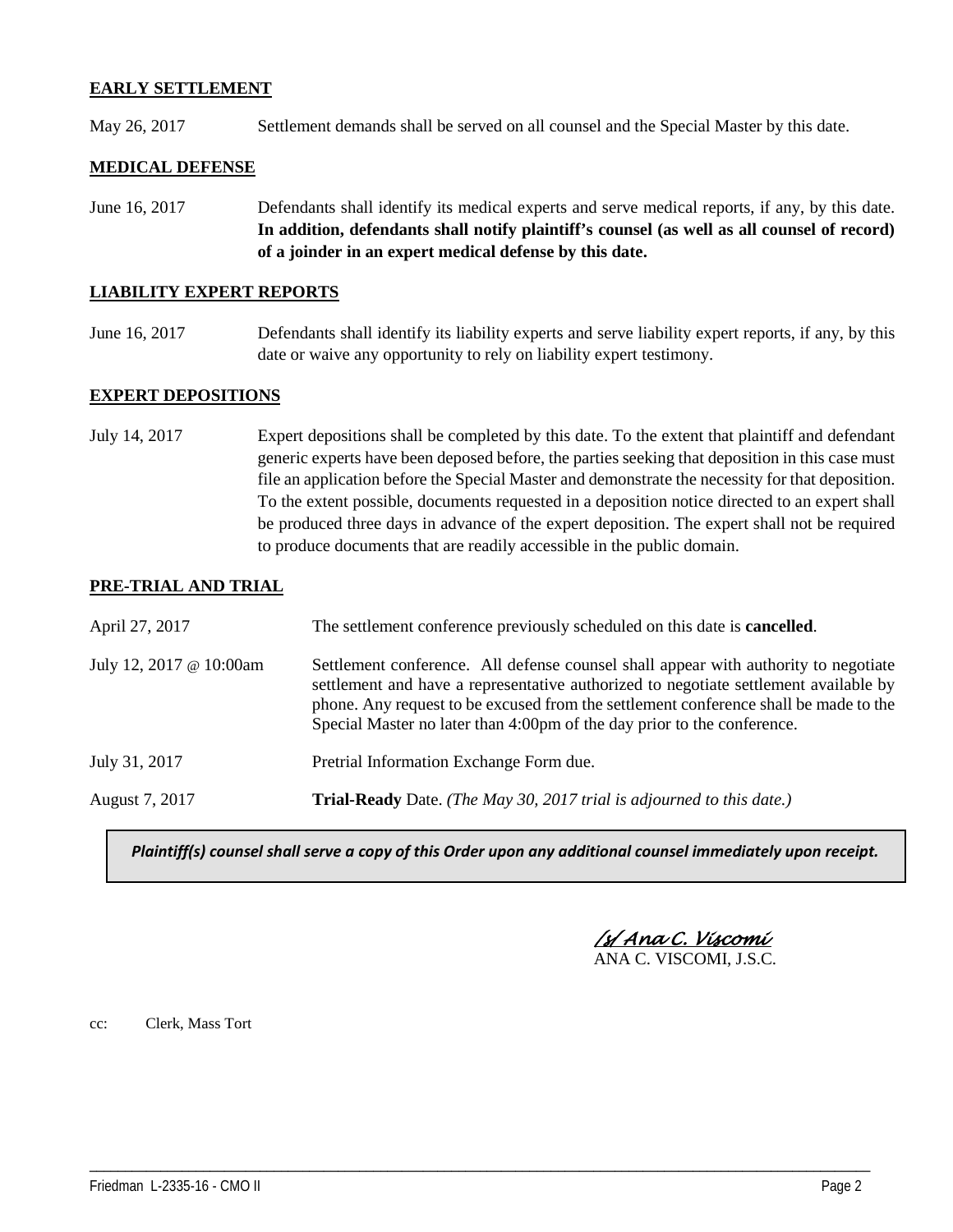**EARLY SETTLEMENT**

May 26, 2017 — Settlement demands shall be served on all counsel and the Special Master by this date.

**MEDICAL DEFENSE**

June 16, 2017 — Defendants shall identify its medical experts and serve medical reports, if any, by this date. **In addition, defendants shall notify plaintiff's counsel (as well as all counsel of record) of a joinder in an expert medical defense by this date.**

**LIABILITY EXPERT REPORTS**

June 16, 2017 — Defendants shall identify its liability experts and serve liability expert reports, if any, by this date or waive any opportunity to rely on liability expert testimony.

**EXPERT DEPOSITIONS**

July 14, 2017 — Expert depositions shall be completed by this date. To the extent that plaintiff and defendant generic experts have been deposed before, the parties seeking that deposition in this case must file an application before the Special Master and demonstrate the necessity for that deposition. To the extent possible, documents requested in a deposition notice directed to an expert shall be produced three days in advance of the expert deposition. The expert shall not be required to produce documents that are readily accessible in the public domain.

**PRE-TRIAL AND TRIAL**

| | |
|---|---|
| April 27, 2017 | The settlement conference previously scheduled on this date is **cancelled**. |
| July 12, 2017 @ 10:00am | Settlement conference. All defense counsel shall appear with authority to negotiate settlement and have a representative authorized to negotiate settlement available by phone. Any request to be excused from the settlement conference shall be made to the Special Master no later than 4:00pm of the day prior to the conference. |
| July 31, 2017 | Pretrial Information Exchange Form due. |
| August 7, 2017 | **Trial-Ready** Date. *(The May 30, 2017 trial is adjourned to this date.)* |

***Plaintiff(s) counsel shall serve a copy of this Order upon any additional counsel immediately upon receipt.***

*/s/ Ana C. Viscomi*
ANA C. VISCOMI, J.S.C.

cc: Clerk, Mass Tort